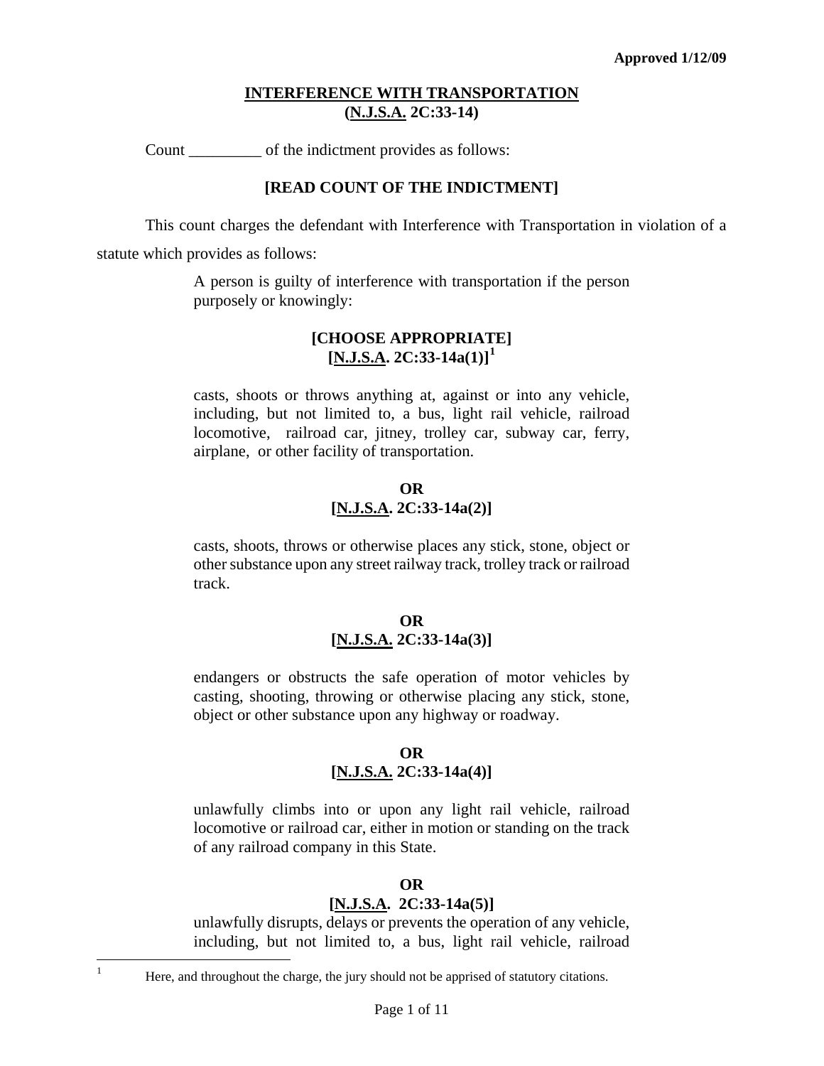Approved 1/12/09

## INTERFERENCE WITH TRANSPORTATION
## (N.J.S.A. 2C:33-14)

Count _________ of the indictment provides as follows:

**[READ COUNT OF THE INDICTMENT]**

This count charges the defendant with Interference with Transportation in violation of a statute which provides as follows:

> A person is guilty of interference with transportation if the person purposely or knowingly:
>
> **[CHOOSE APPROPRIATE]**
> **[N.J.S.A. 2C:33-14a(1)]**[1]
>
> casts, shoots or throws anything at, against or into any vehicle, including, but not limited to, a bus, light rail vehicle, railroad locomotive, railroad car, jitney, trolley car, subway car, ferry, airplane, or other facility of transportation.
>
> **OR**
> **[N.J.S.A. 2C:33-14a(2)]**
>
> casts, shoots, throws or otherwise places any stick, stone, object or other substance upon any street railway track, trolley track or railroad track.
>
> **OR**
> **[N.J.S.A. 2C:33-14a(3)]**
>
> endangers or obstructs the safe operation of motor vehicles by casting, shooting, throwing or otherwise placing any stick, stone, object or other substance upon any highway or roadway.
>
> **OR**
> **[N.J.S.A. 2C:33-14a(4)]**
>
> unlawfully climbs into or upon any light rail vehicle, railroad locomotive or railroad car, either in motion or standing on the track of any railroad company in this State.
>
> **OR**
> **[N.J.S.A. 2C:33-14a(5)]**
>
> unlawfully disrupts, delays or prevents the operation of any vehicle, including, but not limited to, a bus, light rail vehicle, railroad

[1] Here, and throughout the charge, the jury should not be apprised of statutory citations.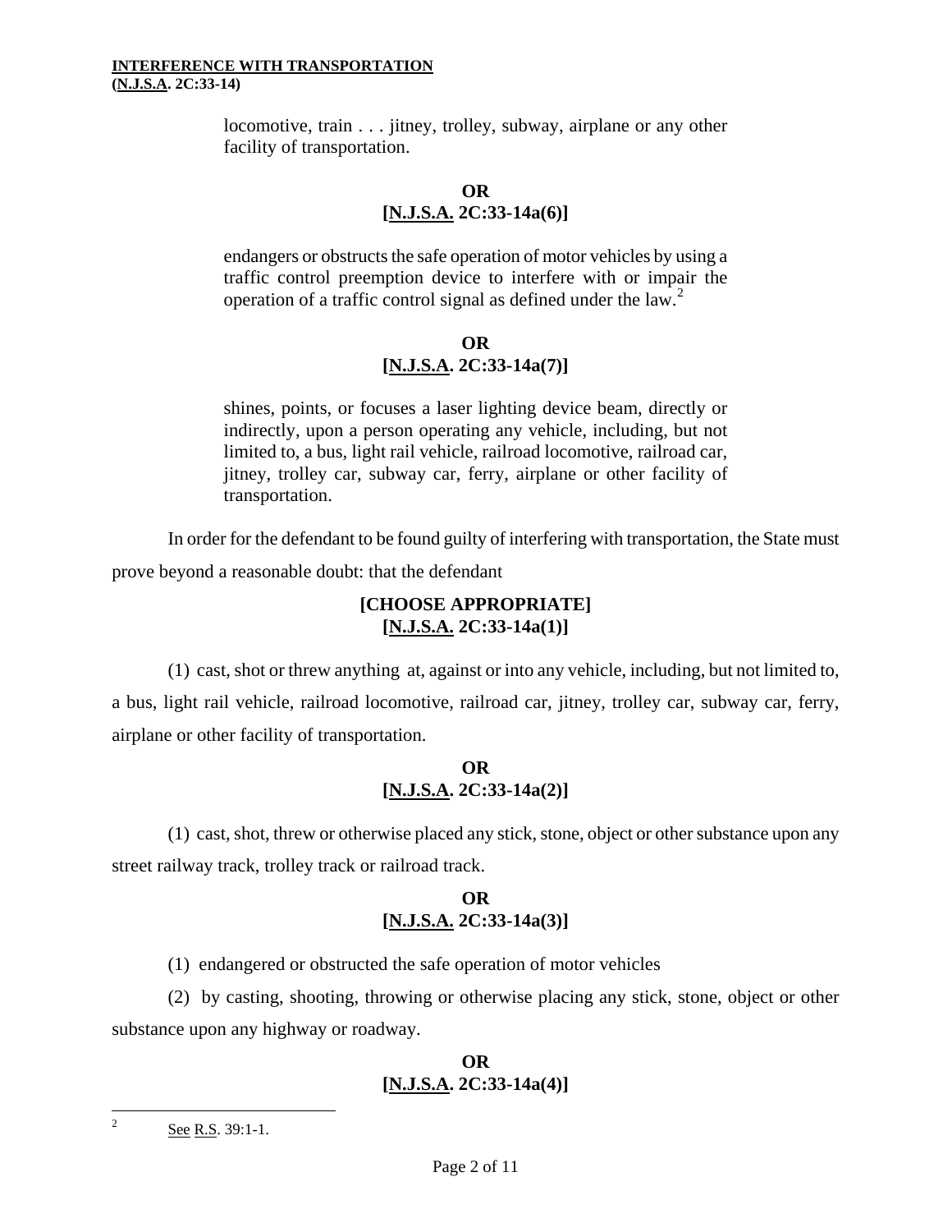locomotive, train . . . jitney, trolley, subway, airplane or any other facility of transportation.

**OR**
**[N.J.S.A. 2C:33-14a(6)]**

endangers or obstructs the safe operation of motor vehicles by using a traffic control preemption device to interfere with or impair the operation of a traffic control signal as defined under the law.[2]

**OR**
**[N.J.S.A. 2C:33-14a(7)]**

shines, points, or focuses a laser lighting device beam, directly or indirectly, upon a person operating any vehicle, including, but not limited to, a bus, light rail vehicle, railroad locomotive, railroad car, jitney, trolley car, subway car, ferry, airplane or other facility of transportation.

In order for the defendant to be found guilty of interfering with transportation, the State must prove beyond a reasonable doubt: that the defendant

**[CHOOSE APPROPRIATE]**
**[N.J.S.A. 2C:33-14a(1)]**

(1) cast, shot or threw anything at, against or into any vehicle, including, but not limited to, a bus, light rail vehicle, railroad locomotive, railroad car, jitney, trolley car, subway car, ferry, airplane or other facility of transportation.

**OR**
**[N.J.S.A. 2C:33-14a(2)]**

(1) cast, shot, threw or otherwise placed any stick, stone, object or other substance upon any street railway track, trolley track or railroad track.

**OR**
**[N.J.S.A. 2C:33-14a(3)]**

(1) endangered or obstructed the safe operation of motor vehicles

(2) by casting, shooting, throwing or otherwise placing any stick, stone, object or other substance upon any highway or roadway.

**OR**
**[N.J.S.A. 2C:33-14a(4)]**

---

[2] See R.S. 39:1-1.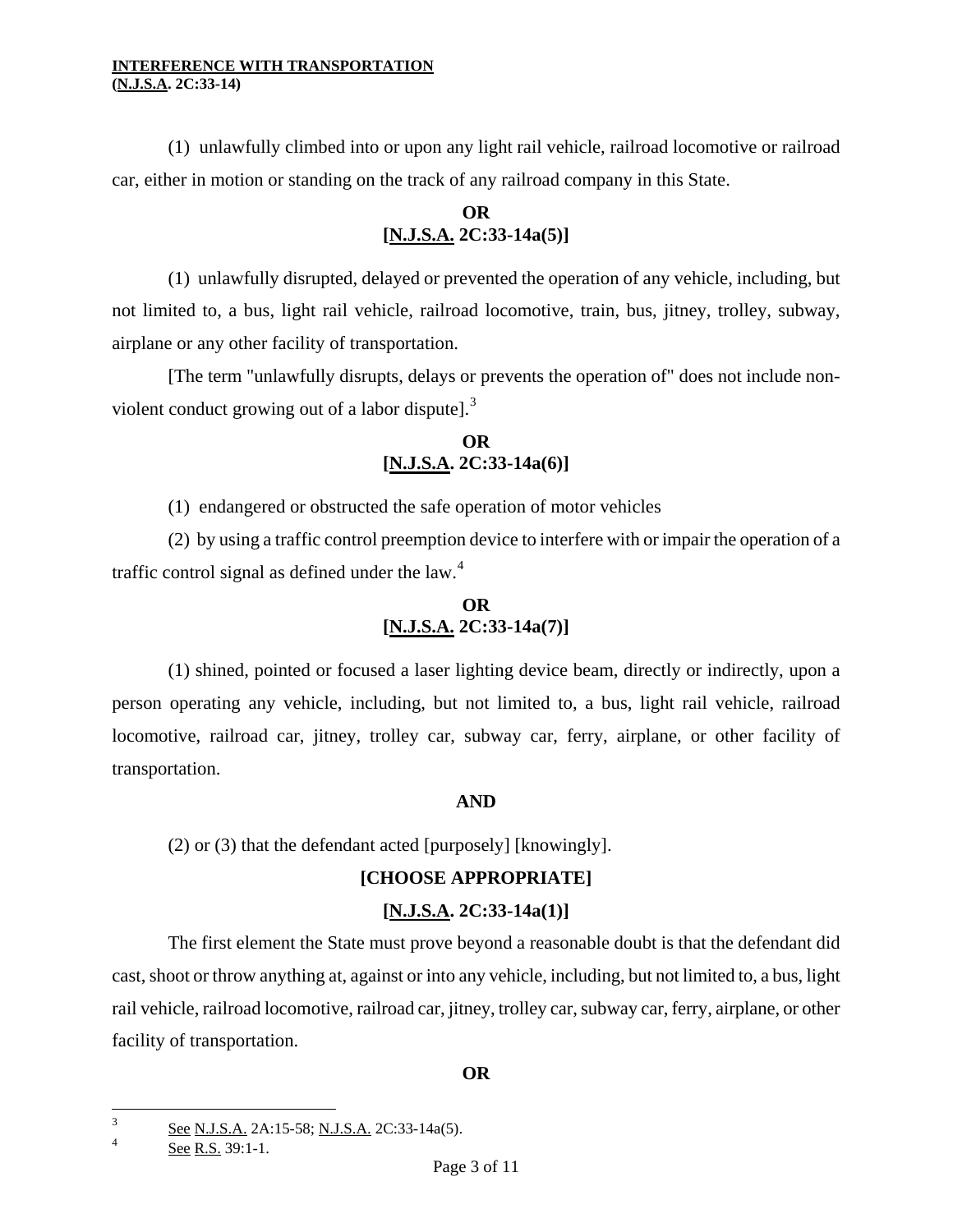(1) unlawfully climbed into or upon any light rail vehicle, railroad locomotive or railroad car, either in motion or standing on the track of any railroad company in this State.

**OR**
**[N.J.S.A. 2C:33-14a(5)]**

(1) unlawfully disrupted, delayed or prevented the operation of any vehicle, including, but not limited to, a bus, light rail vehicle, railroad locomotive, train, bus, jitney, trolley, subway, airplane or any other facility of transportation.

[The term "unlawfully disrupts, delays or prevents the operation of" does not include non-violent conduct growing out of a labor dispute].[3]

**OR**
**[N.J.S.A. 2C:33-14a(6)]**

(1) endangered or obstructed the safe operation of motor vehicles

(2) by using a traffic control preemption device to interfere with or impair the operation of a traffic control signal as defined under the law.[4]

**OR**
**[N.J.S.A. 2C:33-14a(7)]**

(1) shined, pointed or focused a laser lighting device beam, directly or indirectly, upon a person operating any vehicle, including, but not limited to, a bus, light rail vehicle, railroad locomotive, railroad car, jitney, trolley car, subway car, ferry, airplane, or other facility of transportation.

**AND**

(2) or (3) that the defendant acted [purposely] [knowingly].

**[CHOOSE APPROPRIATE]**

**[N.J.S.A. 2C:33-14a(1)]**

The first element the State must prove beyond a reasonable doubt is that the defendant did cast, shoot or throw anything at, against or into any vehicle, including, but not limited to, a bus, light rail vehicle, railroad locomotive, railroad car, jitney, trolley car, subway car, ferry, airplane, or other facility of transportation.

**OR**

---

[3] See N.J.S.A. 2A:15-58; N.J.S.A. 2C:33-14a(5).

[4] See R.S. 39:1-1.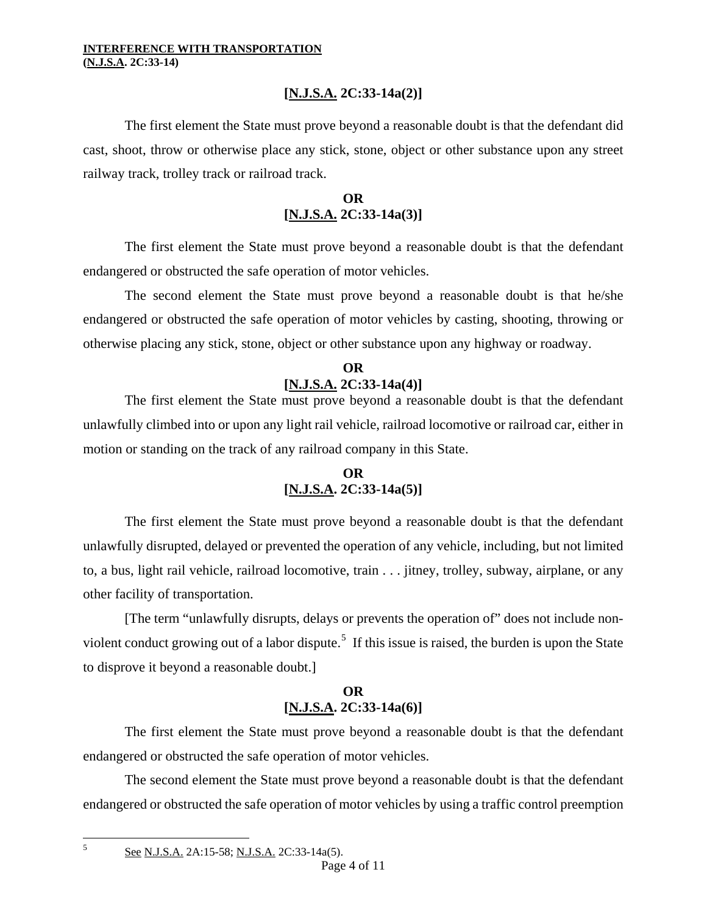**[N.J.S.A. 2C:33-14a(2)]**

The first element the State must prove beyond a reasonable doubt is that the defendant did cast, shoot, throw or otherwise place any stick, stone, object or other substance upon any street railway track, trolley track or railroad track.

**OR**
**[N.J.S.A. 2C:33-14a(3)]**

The first element the State must prove beyond a reasonable doubt is that the defendant endangered or obstructed the safe operation of motor vehicles.

The second element the State must prove beyond a reasonable doubt is that he/she endangered or obstructed the safe operation of motor vehicles by casting, shooting, throwing or otherwise placing any stick, stone, object or other substance upon any highway or roadway.

**OR**
**[N.J.S.A. 2C:33-14a(4)]**

The first element the State must prove beyond a reasonable doubt is that the defendant unlawfully climbed into or upon any light rail vehicle, railroad locomotive or railroad car, either in motion or standing on the track of any railroad company in this State.

**OR**
**[N.J.S.A. 2C:33-14a(5)]**

The first element the State must prove beyond a reasonable doubt is that the defendant unlawfully disrupted, delayed or prevented the operation of any vehicle, including, but not limited to, a bus, light rail vehicle, railroad locomotive, train . . . jitney, trolley, subway, airplane, or any other facility of transportation.

[The term "unlawfully disrupts, delays or prevents the operation of" does not include non-violent conduct growing out of a labor dispute.[5] If this issue is raised, the burden is upon the State to disprove it beyond a reasonable doubt.]

**OR**
**[N.J.S.A. 2C:33-14a(6)]**

The first element the State must prove beyond a reasonable doubt is that the defendant endangered or obstructed the safe operation of motor vehicles.

The second element the State must prove beyond a reasonable doubt is that the defendant endangered or obstructed the safe operation of motor vehicles by using a traffic control preemption

---

[5] See N.J.S.A. 2A:15-58; N.J.S.A. 2C:33-14a(5).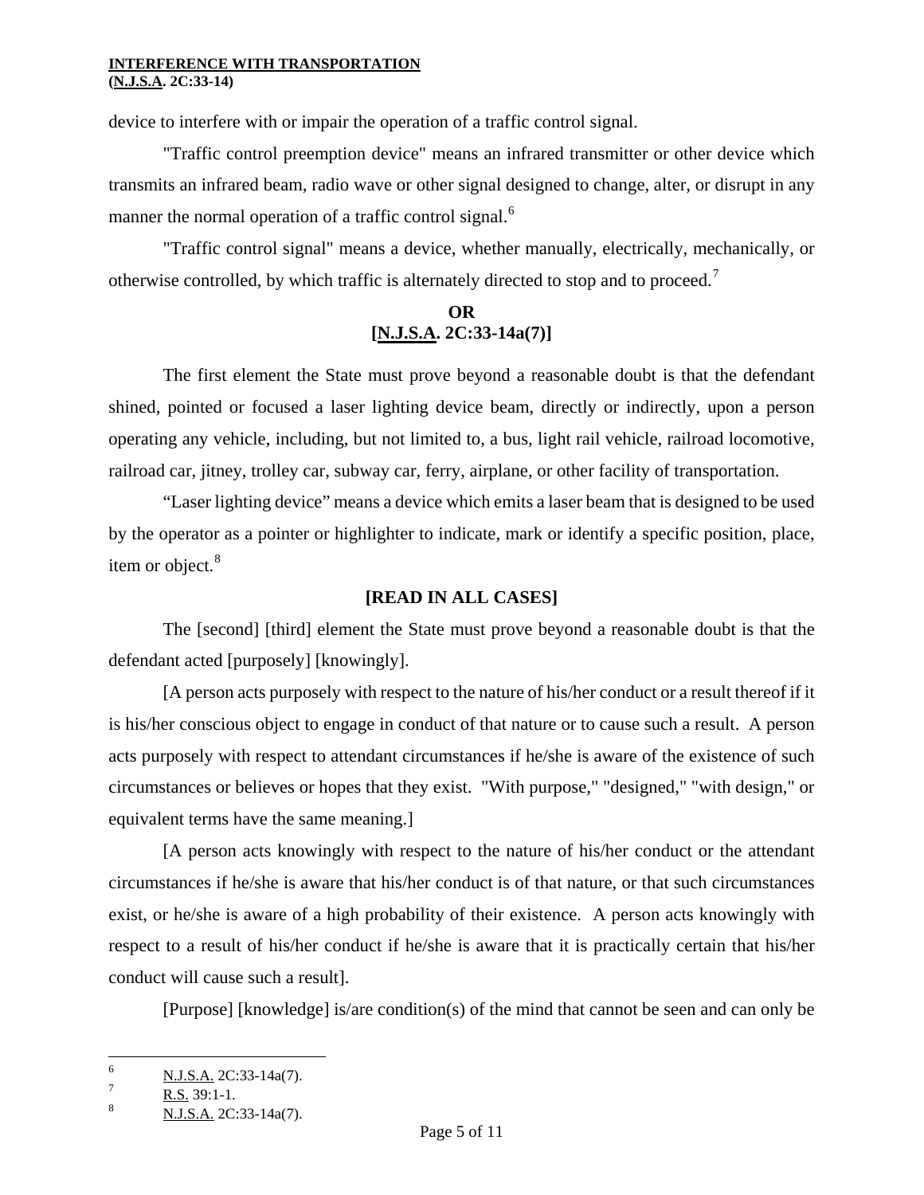device to interfere with or impair the operation of a traffic control signal.

"Traffic control preemption device" means an infrared transmitter or other device which transmits an infrared beam, radio wave or other signal designed to change, alter, or disrupt in any manner the normal operation of a traffic control signal.[6]

"Traffic control signal" means a device, whether manually, electrically, mechanically, or otherwise controlled, by which traffic is alternately directed to stop and to proceed.[7]

**OR**
**[N.J.S.A. 2C:33-14a(7)]**

The first element the State must prove beyond a reasonable doubt is that the defendant shined, pointed or focused a laser lighting device beam, directly or indirectly, upon a person operating any vehicle, including, but not limited to, a bus, light rail vehicle, railroad locomotive, railroad car, jitney, trolley car, subway car, ferry, airplane, or other facility of transportation.

"Laser lighting device" means a device which emits a laser beam that is designed to be used by the operator as a pointer or highlighter to indicate, mark or identify a specific position, place, item or object.[8]

**[READ IN ALL CASES]**

The [second] [third] element the State must prove beyond a reasonable doubt is that the defendant acted [purposely] [knowingly].

[A person acts purposely with respect to the nature of his/her conduct or a result thereof if it is his/her conscious object to engage in conduct of that nature or to cause such a result. A person acts purposely with respect to attendant circumstances if he/she is aware of the existence of such circumstances or believes or hopes that they exist. "With purpose," "designed," "with design," or equivalent terms have the same meaning.]

[A person acts knowingly with respect to the nature of his/her conduct or the attendant circumstances if he/she is aware that his/her conduct is of that nature, or that such circumstances exist, or he/she is aware of a high probability of their existence. A person acts knowingly with respect to a result of his/her conduct if he/she is aware that it is practically certain that his/her conduct will cause such a result].

[Purpose] [knowledge] is/are condition(s) of the mind that cannot be seen and can only be

---

6 N.J.S.A. 2C:33-14a(7).

7 R.S. 39:1-1.

8 N.J.S.A. 2C:33-14a(7).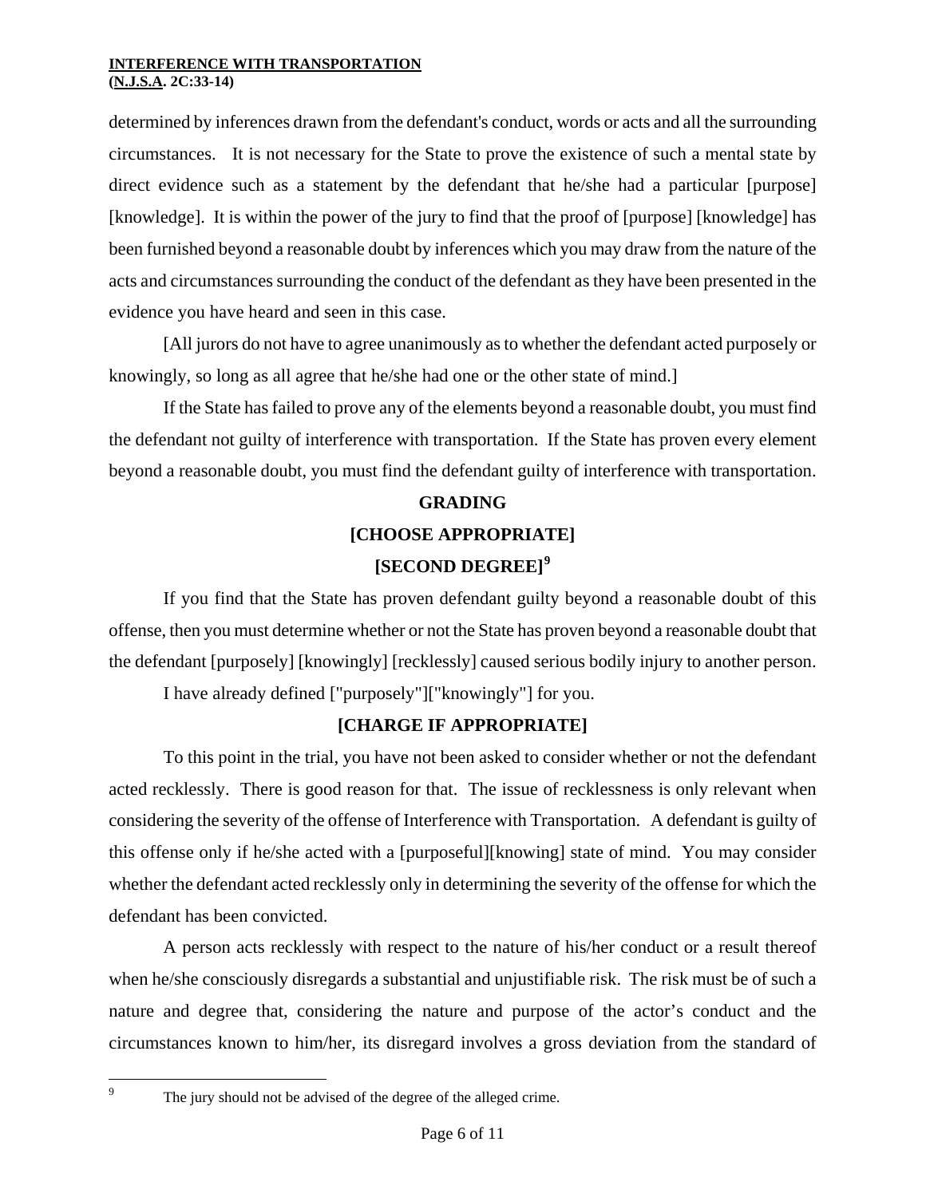determined by inferences drawn from the defendant's conduct, words or acts and all the surrounding circumstances. It is not necessary for the State to prove the existence of such a mental state by direct evidence such as a statement by the defendant that he/she had a particular [purpose] [knowledge]. It is within the power of the jury to find that the proof of [purpose] [knowledge] has been furnished beyond a reasonable doubt by inferences which you may draw from the nature of the acts and circumstances surrounding the conduct of the defendant as they have been presented in the evidence you have heard and seen in this case.

[All jurors do not have to agree unanimously as to whether the defendant acted purposely or knowingly, so long as all agree that he/she had one or the other state of mind.]

If the State has failed to prove any of the elements beyond a reasonable doubt, you must find the defendant not guilty of interference with transportation. If the State has proven every element beyond a reasonable doubt, you must find the defendant guilty of interference with transportation.

**GRADING**

**[CHOOSE APPROPRIATE]**

**[SECOND DEGREE][9]**

If you find that the State has proven defendant guilty beyond a reasonable doubt of this offense, then you must determine whether or not the State has proven beyond a reasonable doubt that the defendant [purposely] [knowingly] [recklessly] caused serious bodily injury to another person.

I have already defined ["purposely"]["knowingly"] for you.

**[CHARGE IF APPROPRIATE]**

To this point in the trial, you have not been asked to consider whether or not the defendant acted recklessly. There is good reason for that. The issue of recklessness is only relevant when considering the severity of the offense of Interference with Transportation. A defendant is guilty of this offense only if he/she acted with a [purposeful][knowing] state of mind. You may consider whether the defendant acted recklessly only in determining the severity of the offense for which the defendant has been convicted.

A person acts recklessly with respect to the nature of his/her conduct or a result thereof when he/she consciously disregards a substantial and unjustifiable risk. The risk must be of such a nature and degree that, considering the nature and purpose of the actor's conduct and the circumstances known to him/her, its disregard involves a gross deviation from the standard of

[9] The jury should not be advised of the degree of the alleged crime.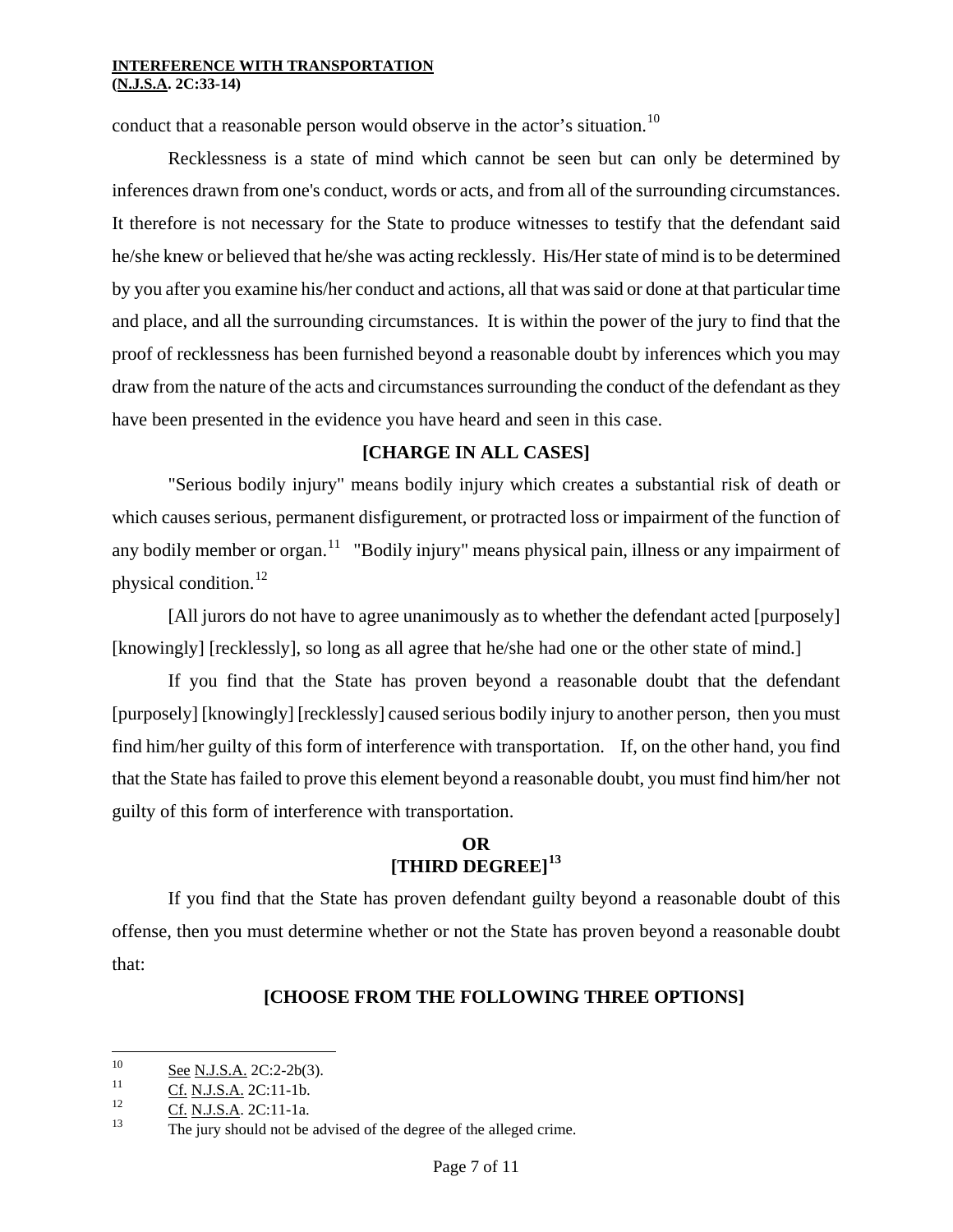conduct that a reasonable person would observe in the actor's situation.[10]

Recklessness is a state of mind which cannot be seen but can only be determined by inferences drawn from one's conduct, words or acts, and from all of the surrounding circumstances. It therefore is not necessary for the State to produce witnesses to testify that the defendant said he/she knew or believed that he/she was acting recklessly. His/Her state of mind is to be determined by you after you examine his/her conduct and actions, all that was said or done at that particular time and place, and all the surrounding circumstances. It is within the power of the jury to find that the proof of recklessness has been furnished beyond a reasonable doubt by inferences which you may draw from the nature of the acts and circumstances surrounding the conduct of the defendant as they have been presented in the evidence you have heard and seen in this case.

**[CHARGE IN ALL CASES]**

"Serious bodily injury" means bodily injury which creates a substantial risk of death or which causes serious, permanent disfigurement, or protracted loss or impairment of the function of any bodily member or organ.[11] "Bodily injury" means physical pain, illness or any impairment of physical condition.[12]

[All jurors do not have to agree unanimously as to whether the defendant acted [purposely] [knowingly] [recklessly], so long as all agree that he/she had one or the other state of mind.]

If you find that the State has proven beyond a reasonable doubt that the defendant [purposely] [knowingly] [recklessly] caused serious bodily injury to another person, then you must find him/her guilty of this form of interference with transportation. If, on the other hand, you find that the State has failed to prove this element beyond a reasonable doubt, you must find him/her not guilty of this form of interference with transportation.

**OR**
**[THIRD DEGREE][13]**

If you find that the State has proven defendant guilty beyond a reasonable doubt of this offense, then you must determine whether or not the State has proven beyond a reasonable doubt that:

**[CHOOSE FROM THE FOLLOWING THREE OPTIONS]**

---

[10] See N.J.S.A. 2C:2-2b(3).

[11] Cf. N.J.S.A. 2C:11-1b.

[12] Cf. N.J.S.A. 2C:11-1a.

[13] The jury should not be advised of the degree of the alleged crime.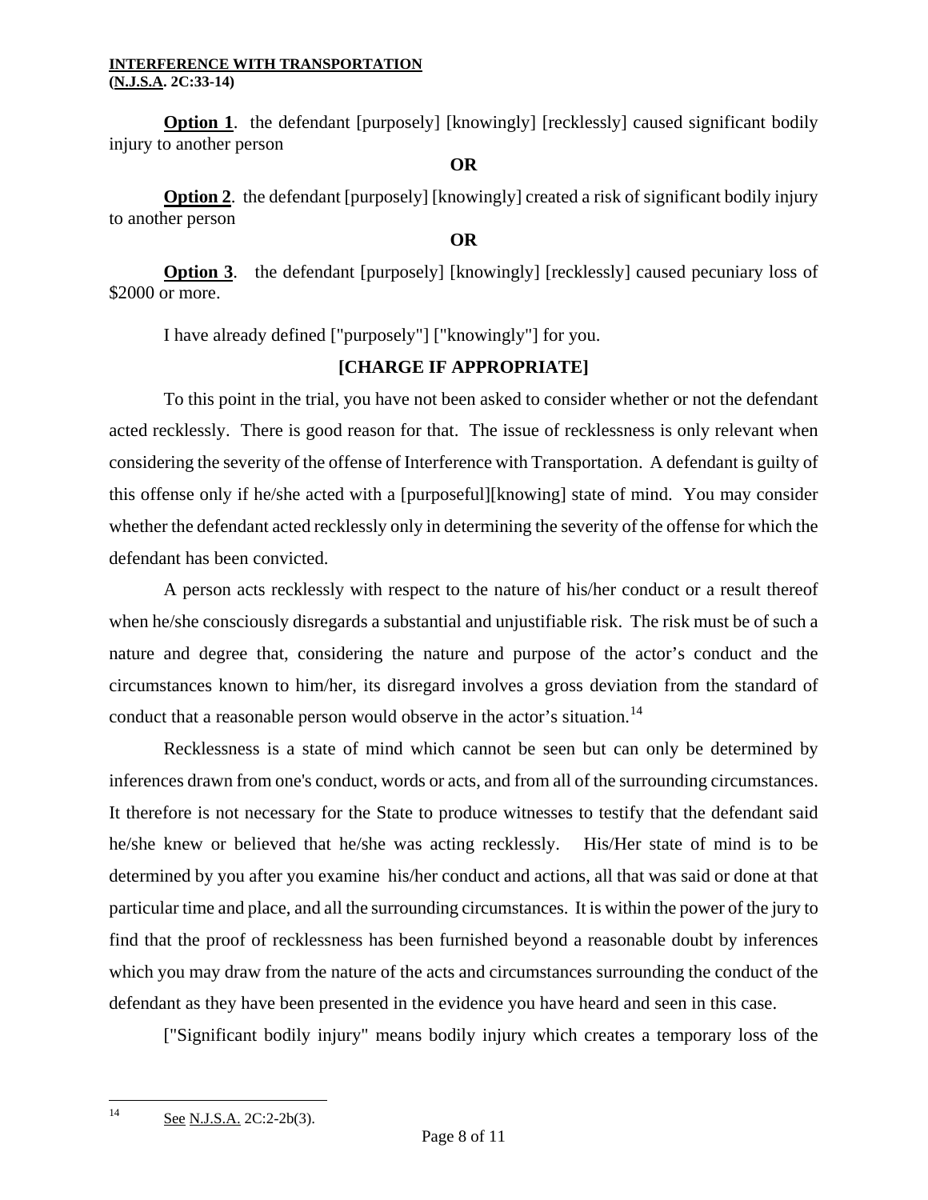**Option 1**. the defendant [purposely] [knowingly] [recklessly] caused significant bodily injury to another person

**OR**

**Option 2**. the defendant [purposely] [knowingly] created a risk of significant bodily injury to another person

**OR**

**Option 3**. the defendant [purposely] [knowingly] [recklessly] caused pecuniary loss of $2000 or more.

I have already defined ["purposely"] ["knowingly"] for you.

**[CHARGE IF APPROPRIATE]**

To this point in the trial, you have not been asked to consider whether or not the defendant acted recklessly. There is good reason for that. The issue of recklessness is only relevant when considering the severity of the offense of Interference with Transportation. A defendant is guilty of this offense only if he/she acted with a [purposeful][knowing] state of mind. You may consider whether the defendant acted recklessly only in determining the severity of the offense for which the defendant has been convicted.

A person acts recklessly with respect to the nature of his/her conduct or a result thereof when he/she consciously disregards a substantial and unjustifiable risk. The risk must be of such a nature and degree that, considering the nature and purpose of the actor's conduct and the circumstances known to him/her, its disregard involves a gross deviation from the standard of conduct that a reasonable person would observe in the actor's situation.[14]

Recklessness is a state of mind which cannot be seen but can only be determined by inferences drawn from one's conduct, words or acts, and from all of the surrounding circumstances. It therefore is not necessary for the State to produce witnesses to testify that the defendant said he/she knew or believed that he/she was acting recklessly. His/Her state of mind is to be determined by you after you examine his/her conduct and actions, all that was said or done at that particular time and place, and all the surrounding circumstances. It is within the power of the jury to find that the proof of recklessness has been furnished beyond a reasonable doubt by inferences which you may draw from the nature of the acts and circumstances surrounding the conduct of the defendant as they have been presented in the evidence you have heard and seen in this case.

["Significant bodily injury" means bodily injury which creates a temporary loss of the

---

[14] See N.J.S.A. 2C:2-2b(3).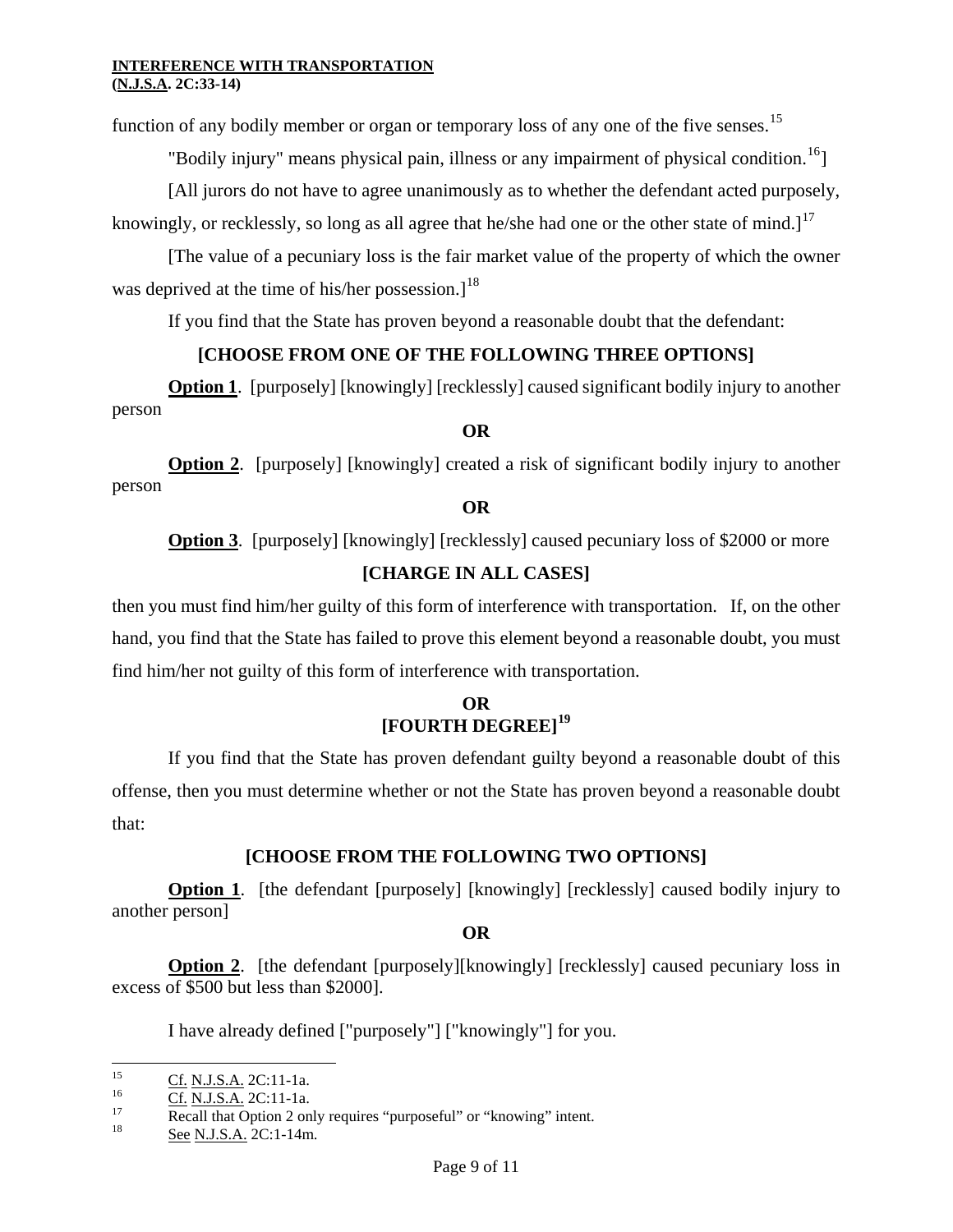function of any bodily member or organ or temporary loss of any one of the five senses.[15]

"Bodily injury" means physical pain, illness or any impairment of physical condition.[16]]

[All jurors do not have to agree unanimously as to whether the defendant acted purposely, knowingly, or recklessly, so long as all agree that he/she had one or the other state of mind.][17]

[The value of a pecuniary loss is the fair market value of the property of which the owner was deprived at the time of his/her possession.][18]

If you find that the State has proven beyond a reasonable doubt that the defendant:

**[CHOOSE FROM ONE OF THE FOLLOWING THREE OPTIONS]**

**Option 1**. [purposely] [knowingly] [recklessly] caused significant bodily injury to another person

**OR**

**Option 2**. [purposely] [knowingly] created a risk of significant bodily injury to another person

**OR**

**Option 3**. [purposely] [knowingly] [recklessly] caused pecuniary loss of $2000 or more

**[CHARGE IN ALL CASES]**

then you must find him/her guilty of this form of interference with transportation. If, on the other hand, you find that the State has failed to prove this element beyond a reasonable doubt, you must find him/her not guilty of this form of interference with transportation.

**OR**
**[FOURTH DEGREE][19]**

If you find that the State has proven defendant guilty beyond a reasonable doubt of this offense, then you must determine whether or not the State has proven beyond a reasonable doubt that:

**[CHOOSE FROM THE FOLLOWING TWO OPTIONS]**

**Option 1**. [the defendant [purposely] [knowingly] [recklessly] caused bodily injury to another person]

**OR**

**Option 2**. [the defendant [purposely][knowingly] [recklessly] caused pecuniary loss in excess of $500 but less than $2000].

I have already defined ["purposely"] ["knowingly"] for you.

---

15 Cf. N.J.S.A. 2C:11-1a.

16 Cf. N.J.S.A. 2C:11-1a.

17 Recall that Option 2 only requires "purposeful" or "knowing" intent.

18 See N.J.S.A. 2C:1-14m.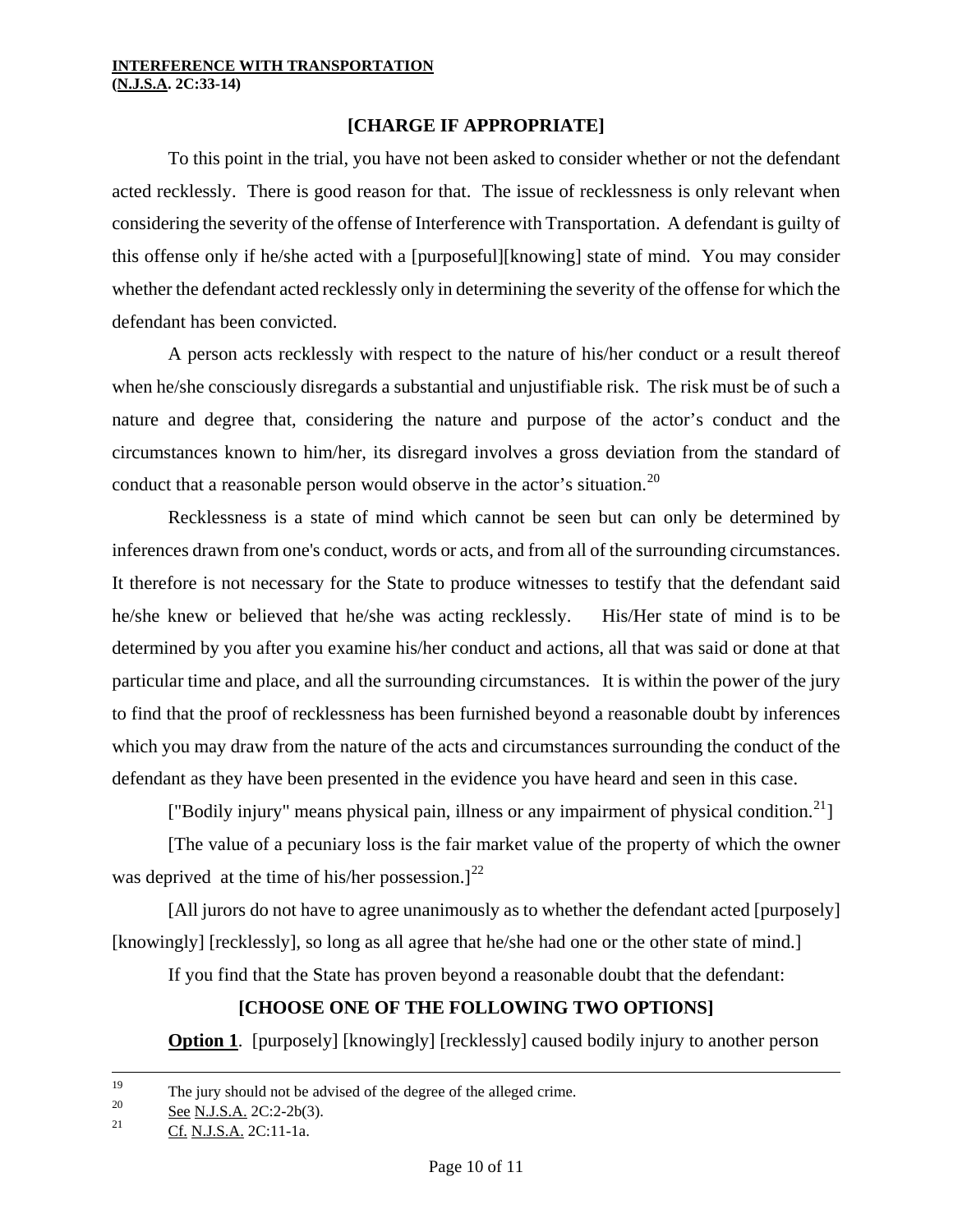**INTERFERENCE WITH TRANSPORTATION**
**(N.J.S.A. 2C:33-14)**

**[CHARGE IF APPROPRIATE]**

To this point in the trial, you have not been asked to consider whether or not the defendant acted recklessly. There is good reason for that. The issue of recklessness is only relevant when considering the severity of the offense of Interference with Transportation. A defendant is guilty of this offense only if he/she acted with a [purposeful][knowing] state of mind. You may consider whether the defendant acted recklessly only in determining the severity of the offense for which the defendant has been convicted.

A person acts recklessly with respect to the nature of his/her conduct or a result thereof when he/she consciously disregards a substantial and unjustifiable risk. The risk must be of such a nature and degree that, considering the nature and purpose of the actor's conduct and the circumstances known to him/her, its disregard involves a gross deviation from the standard of conduct that a reasonable person would observe in the actor's situation.[20]

Recklessness is a state of mind which cannot be seen but can only be determined by inferences drawn from one's conduct, words or acts, and from all of the surrounding circumstances. It therefore is not necessary for the State to produce witnesses to testify that the defendant said he/she knew or believed that he/she was acting recklessly. His/Her state of mind is to be determined by you after you examine his/her conduct and actions, all that was said or done at that particular time and place, and all the surrounding circumstances. It is within the power of the jury to find that the proof of recklessness has been furnished beyond a reasonable doubt by inferences which you may draw from the nature of the acts and circumstances surrounding the conduct of the defendant as they have been presented in the evidence you have heard and seen in this case.

["Bodily injury" means physical pain, illness or any impairment of physical condition.[21]]

[The value of a pecuniary loss is the fair market value of the property of which the owner was deprived at the time of his/her possession.][22]

[All jurors do not have to agree unanimously as to whether the defendant acted [purposely] [knowingly] [recklessly], so long as all agree that he/she had one or the other state of mind.]

If you find that the State has proven beyond a reasonable doubt that the defendant:

**[CHOOSE ONE OF THE FOLLOWING TWO OPTIONS]**

**Option 1**. [purposely] [knowingly] [recklessly] caused bodily injury to another person

---

[19] The jury should not be advised of the degree of the alleged crime.

[20] See N.J.S.A. 2C:2-2b(3).

[21] Cf. N.J.S.A. 2C:11-1a.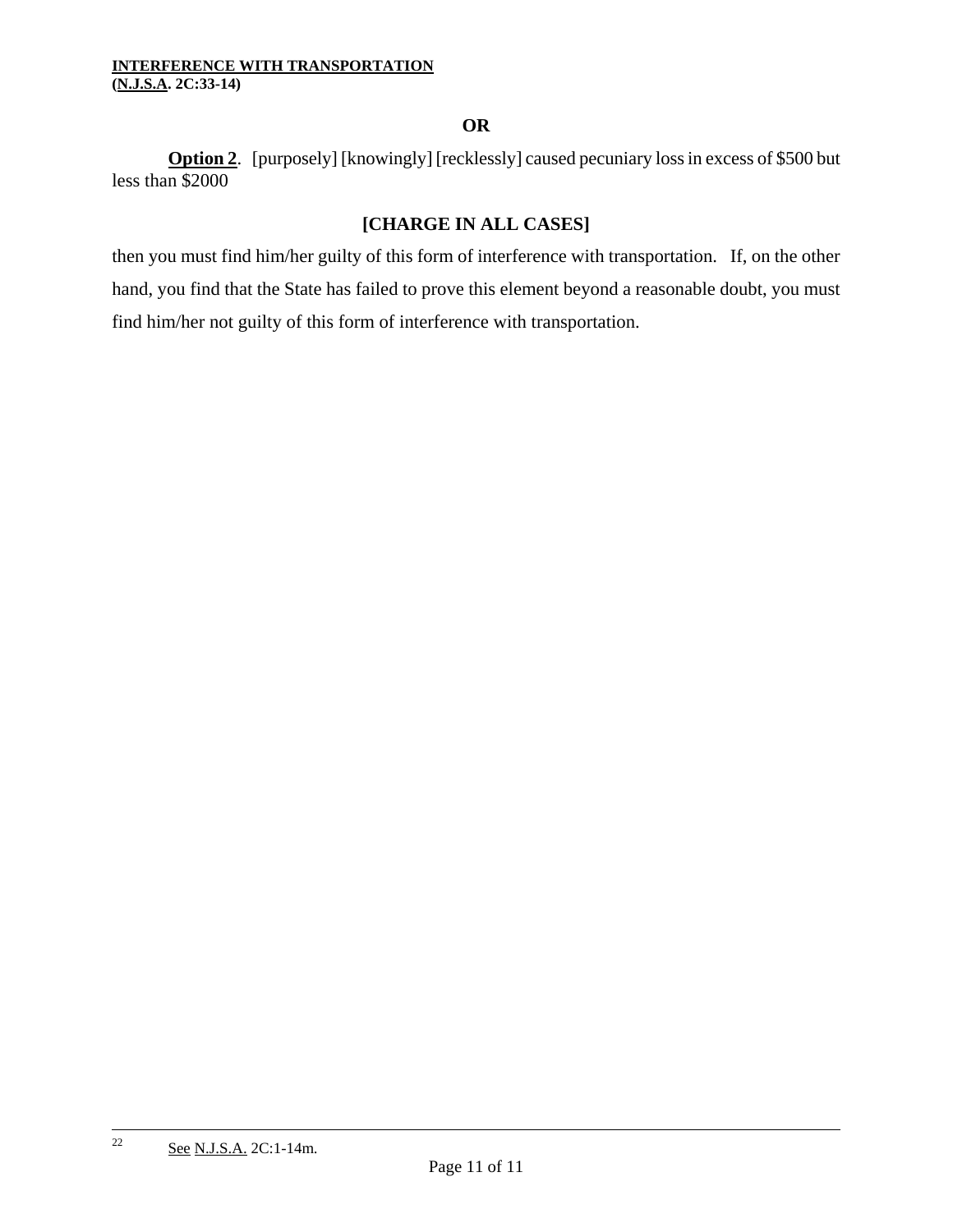**OR**

**Option 2**. [purposely] [knowingly] [recklessly] caused pecuniary loss in excess of $500 but less than $2000

**[CHARGE IN ALL CASES]**

then you must find him/her guilty of this form of interference with transportation. If, on the other hand, you find that the State has failed to prove this element beyond a reasonable doubt, you must find him/her not guilty of this form of interference with transportation.

---

[22] See N.J.S.A. 2C:1-14m.